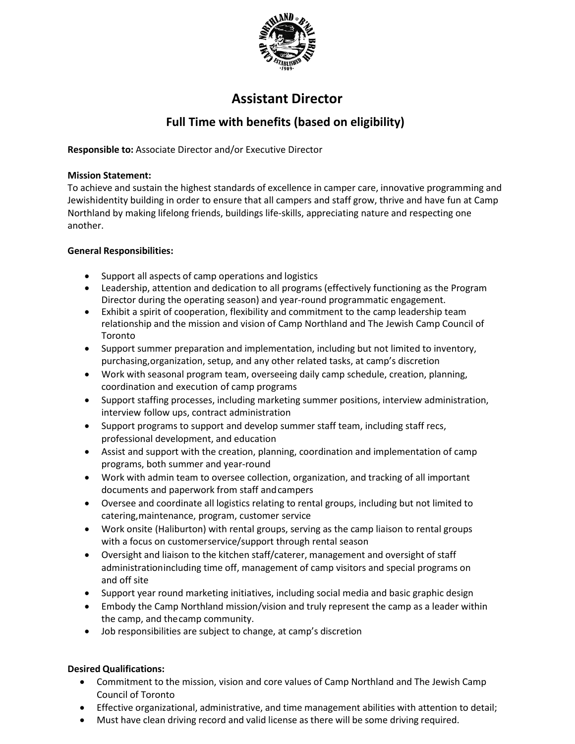# Assistant Director

## Full Time with benefits (based on eligibility)

**Responsible to:** Associate Director and/or Executive Director

**Mission Statement:**
To achieve and sustain the highest standards of excellence in camper care, innovative programming and Jewishidentity building in order to ensure that all campers and staff grow, thrive and have fun at Camp Northland by making lifelong friends, buildings life-skills, appreciating nature and respecting one another.

**General Responsibilities:**

- Support all aspects of camp operations and logistics
- Leadership, attention and dedication to all programs (effectively functioning as the Program Director during the operating season) and year-round programmatic engagement.
- Exhibit a spirit of cooperation, flexibility and commitment to the camp leadership team relationship and the mission and vision of Camp Northland and The Jewish Camp Council of Toronto
- Support summer preparation and implementation, including but not limited to inventory, purchasing,organization, setup, and any other related tasks, at camp's discretion
- Work with seasonal program team, overseeing daily camp schedule, creation, planning, coordination and execution of camp programs
- Support staffing processes, including marketing summer positions, interview administration, interview follow ups, contract administration
- Support programs to support and develop summer staff team, including staff recs, professional development, and education
- Assist and support with the creation, planning, coordination and implementation of camp programs, both summer and year-round
- Work with admin team to oversee collection, organization, and tracking of all important documents and paperwork from staff andcampers
- Oversee and coordinate all logistics relating to rental groups, including but not limited to catering,maintenance, program, customer service
- Work onsite (Haliburton) with rental groups, serving as the camp liaison to rental groups with a focus on customerservice/support through rental season
- Oversight and liaison to the kitchen staff/caterer, management and oversight of staff administrationincluding time off, management of camp visitors and special programs on and off site
- Support year round marketing initiatives, including social media and basic graphic design
- Embody the Camp Northland mission/vision and truly represent the camp as a leader within the camp, and thecamp community.
- Job responsibilities are subject to change, at camp's discretion

**Desired Qualifications:**

- Commitment to the mission, vision and core values of Camp Northland and The Jewish Camp Council of Toronto
- Effective organizational, administrative, and time management abilities with attention to detail;
- Must have clean driving record and valid license as there will be some driving required.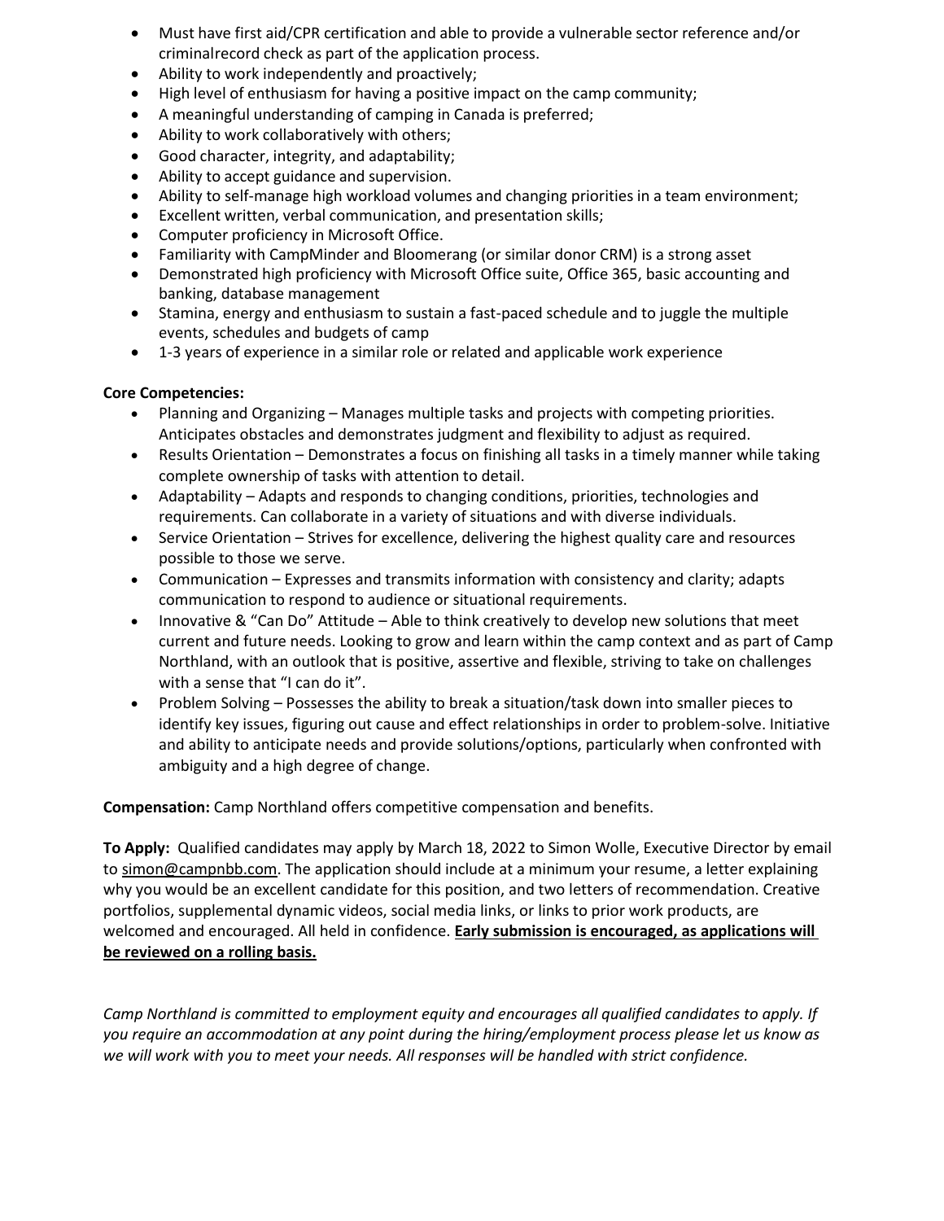- Must have first aid/CPR certification and able to provide a vulnerable sector reference and/or criminalrecord check as part of the application process.
- Ability to work independently and proactively;
- High level of enthusiasm for having a positive impact on the camp community;
- A meaningful understanding of camping in Canada is preferred;
- Ability to work collaboratively with others;
- Good character, integrity, and adaptability;
- Ability to accept guidance and supervision.
- Ability to self-manage high workload volumes and changing priorities in a team environment;
- Excellent written, verbal communication, and presentation skills;
- Computer proficiency in Microsoft Office.
- Familiarity with CampMinder and Bloomerang (or similar donor CRM) is a strong asset
- Demonstrated high proficiency with Microsoft Office suite, Office 365, basic accounting and banking, database management
- Stamina, energy and enthusiasm to sustain a fast-paced schedule and to juggle the multiple events, schedules and budgets of camp
- 1-3 years of experience in a similar role or related and applicable work experience

**Core Competencies:**

- Planning and Organizing – Manages multiple tasks and projects with competing priorities. Anticipates obstacles and demonstrates judgment and flexibility to adjust as required.
- Results Orientation – Demonstrates a focus on finishing all tasks in a timely manner while taking complete ownership of tasks with attention to detail.
- Adaptability – Adapts and responds to changing conditions, priorities, technologies and requirements. Can collaborate in a variety of situations and with diverse individuals.
- Service Orientation – Strives for excellence, delivering the highest quality care and resources possible to those we serve.
- Communication – Expresses and transmits information with consistency and clarity; adapts communication to respond to audience or situational requirements.
- Innovative & "Can Do" Attitude – Able to think creatively to develop new solutions that meet current and future needs. Looking to grow and learn within the camp context and as part of Camp Northland, with an outlook that is positive, assertive and flexible, striving to take on challenges with a sense that "I can do it".
- Problem Solving – Possesses the ability to break a situation/task down into smaller pieces to identify key issues, figuring out cause and effect relationships in order to problem-solve. Initiative and ability to anticipate needs and provide solutions/options, particularly when confronted with ambiguity and a high degree of change.

**Compensation:** Camp Northland offers competitive compensation and benefits.

**To Apply:** Qualified candidates may apply by March 18, 2022 to Simon Wolle, Executive Director by email to simon@campnbb.com. The application should include at a minimum your resume, a letter explaining why you would be an excellent candidate for this position, and two letters of recommendation. Creative portfolios, supplemental dynamic videos, social media links, or links to prior work products, are welcomed and encouraged. All held in confidence. **Early submission is encouraged, as applications will be reviewed on a rolling basis.**

*Camp Northland is committed to employment equity and encourages all qualified candidates to apply. If you require an accommodation at any point during the hiring/employment process please let us know as we will work with you to meet your needs. All responses will be handled with strict confidence.*